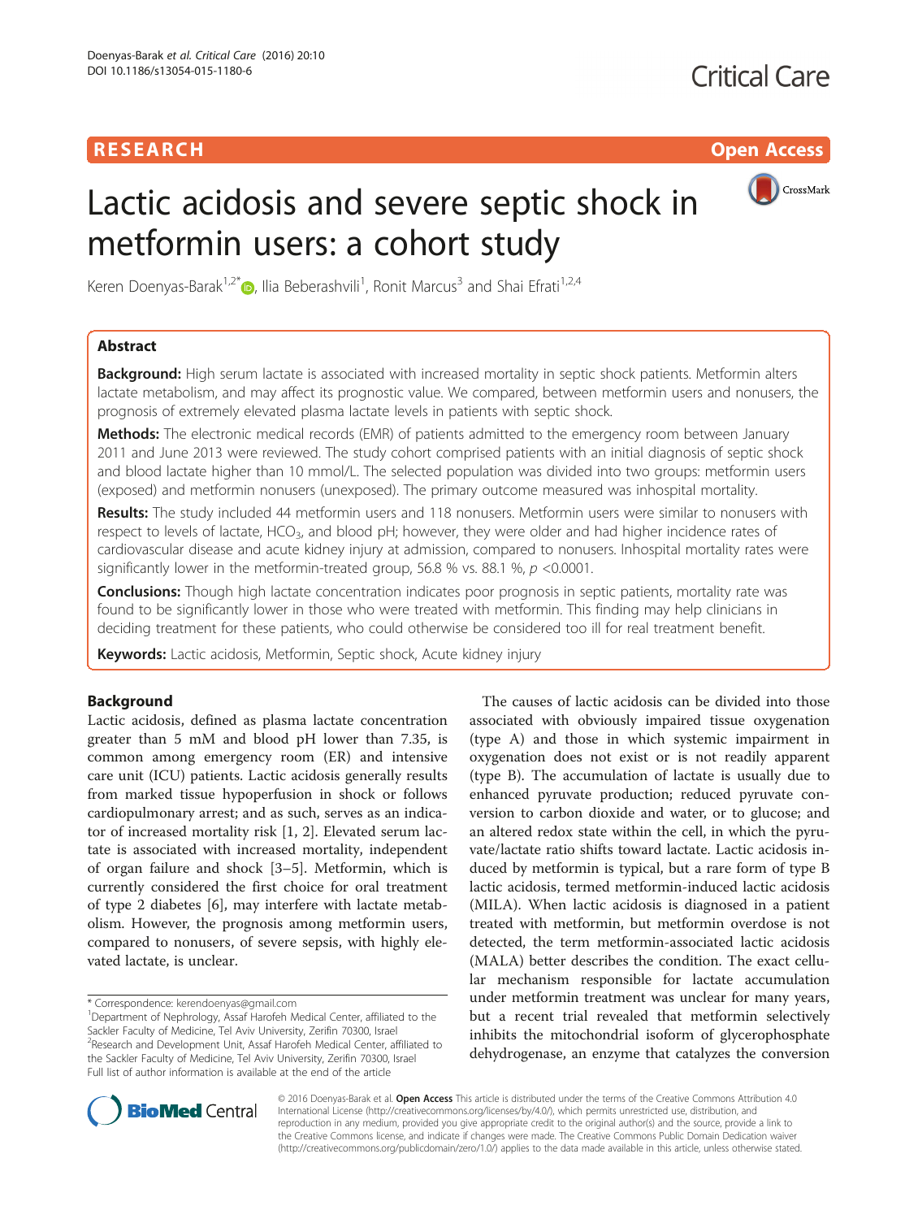RESEARCH Open Access

# Lactic acidosis and severe septic shock in metformin users: a cohort study

Keren Doenyas-Barak[1,2*], Ilia Beberashvili[1], Ronit Marcus[3] and Shai Efrati[1,2,4]

## Abstract

**Background:** High serum lactate is associated with increased mortality in septic shock patients. Metformin alters lactate metabolism, and may affect its prognostic value. We compared, between metformin users and nonusers, the prognosis of extremely elevated plasma lactate levels in patients with septic shock.

**Methods:** The electronic medical records (EMR) of patients admitted to the emergency room between January 2011 and June 2013 were reviewed. The study cohort comprised patients with an initial diagnosis of septic shock and blood lactate higher than 10 mmol/L. The selected population was divided into two groups: metformin users (exposed) and metformin nonusers (unexposed). The primary outcome measured was inhospital mortality.

**Results:** The study included 44 metformin users and 118 nonusers. Metformin users were similar to nonusers with respect to levels of lactate, $HCO_3$, and blood pH; however, they were older and had higher incidence rates of cardiovascular disease and acute kidney injury at admission, compared to nonusers. Inhospital mortality rates were significantly lower in the metformin-treated group, 56.8 % vs. 88.1 %, $p < 0.0001$.

**Conclusions:** Though high lactate concentration indicates poor prognosis in septic patients, mortality rate was found to be significantly lower in those who were treated with metformin. This finding may help clinicians in deciding treatment for these patients, who could otherwise be considered too ill for real treatment benefit.

**Keywords:** Lactic acidosis, Metformin, Septic shock, Acute kidney injury

## Background

Lactic acidosis, defined as plasma lactate concentration greater than 5 mM and blood pH lower than 7.35, is common among emergency room (ER) and intensive care unit (ICU) patients. Lactic acidosis generally results from marked tissue hypoperfusion in shock or follows cardiopulmonary arrest; and as such, serves as an indicator of increased mortality risk [1, 2]. Elevated serum lactate is associated with increased mortality, independent of organ failure and shock [3–5]. Metformin, which is currently considered the first choice for oral treatment of type 2 diabetes [6], may interfere with lactate metabolism. However, the prognosis among metformin users, compared to nonusers, of severe sepsis, with highly elevated lactate, is unclear.

The causes of lactic acidosis can be divided into those associated with obviously impaired tissue oxygenation (type A) and those in which systemic impairment in oxygenation does not exist or is not readily apparent (type B). The accumulation of lactate is usually due to enhanced pyruvate production; reduced pyruvate conversion to carbon dioxide and water, or to glucose; and an altered redox state within the cell, in which the pyruvate/lactate ratio shifts toward lactate. Lactic acidosis induced by metformin is typical, but a rare form of type B lactic acidosis, termed metformin-induced lactic acidosis (MILA). When lactic acidosis is diagnosed in a patient treated with metformin, but metformin overdose is not detected, the term metformin-associated lactic acidosis (MALA) better describes the condition. The exact cellular mechanism responsible for lactate accumulation under metformin treatment was unclear for many years, but a recent trial revealed that metformin selectively inhibits the mitochondrial isoform of glycerophosphate dehydrogenase, an enzyme that catalyzes the conversion

\* Correspondence: kerendoenyas@gmail.com
[1]Department of Nephrology, Assaf Harofeh Medical Center, affiliated to the Sackler Faculty of Medicine, Tel Aviv University, Zerifin 70300, Israel
[2]Research and Development Unit, Assaf Harofeh Medical Center, affiliated to the Sackler Faculty of Medicine, Tel Aviv University, Zerifin 70300, Israel
Full list of author information is available at the end of the article

© 2016 Doenyas-Barak et al. **Open Access** This article is distributed under the terms of the Creative Commons Attribution 4.0 International License (http://creativecommons.org/licenses/by/4.0/), which permits unrestricted use, distribution, and reproduction in any medium, provided you give appropriate credit to the original author(s) and the source, provide a link to the Creative Commons license, and indicate if changes were made. The Creative Commons Public Domain Dedication waiver (http://creativecommons.org/publicdomain/zero/1.0/) applies to the data made available in this article, unless otherwise stated.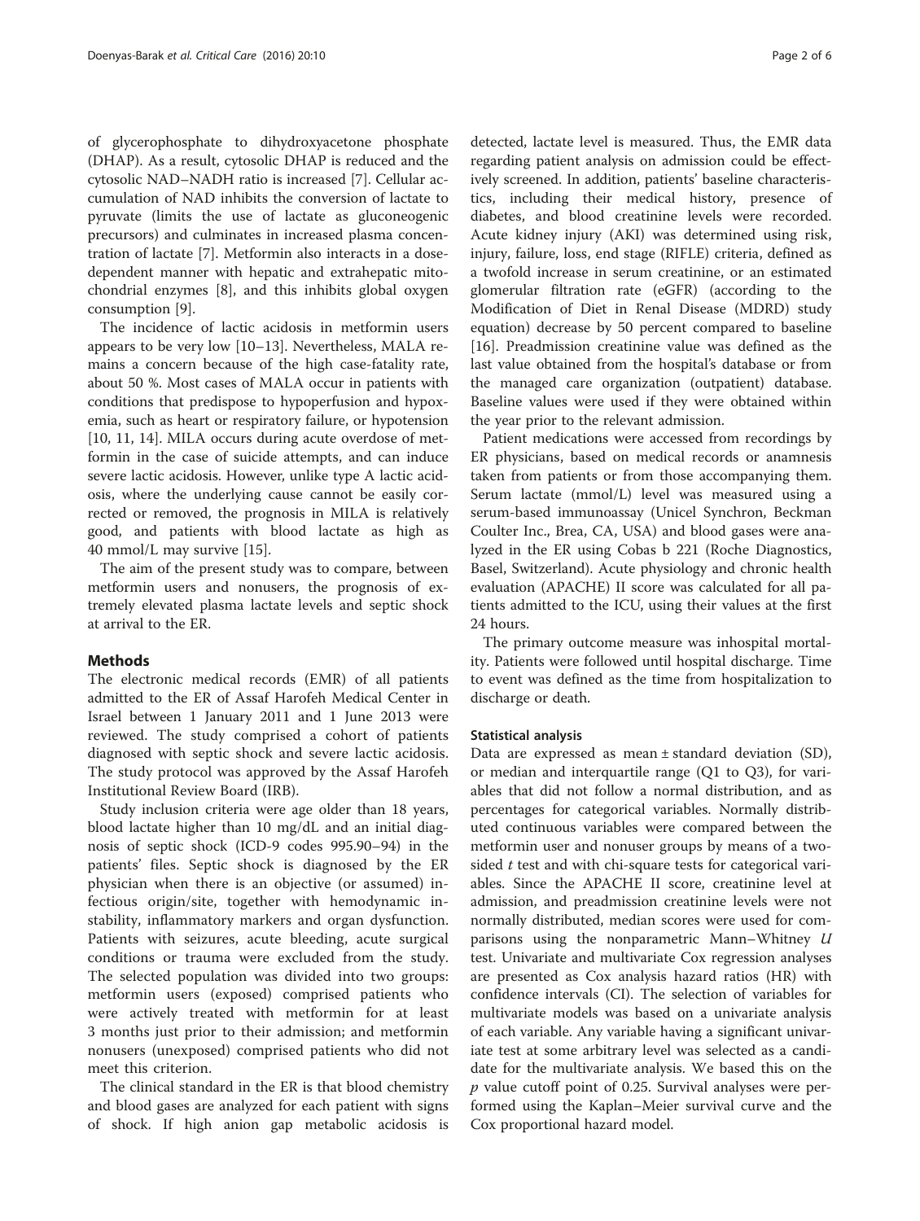of glycerophosphate to dihydroxyacetone phosphate (DHAP). As a result, cytosolic DHAP is reduced and the cytosolic NAD–NADH ratio is increased [7]. Cellular accumulation of NAD inhibits the conversion of lactate to pyruvate (limits the use of lactate as gluconeogenic precursors) and culminates in increased plasma concentration of lactate [7]. Metformin also interacts in a dose-dependent manner with hepatic and extrahepatic mitochondrial enzymes [8], and this inhibits global oxygen consumption [9].

The incidence of lactic acidosis in metformin users appears to be very low [10–13]. Nevertheless, MALA remains a concern because of the high case-fatality rate, about 50 %. Most cases of MALA occur in patients with conditions that predispose to hypoperfusion and hypoxemia, such as heart or respiratory failure, or hypotension [10, 11, 14]. MILA occurs during acute overdose of metformin in the case of suicide attempts, and can induce severe lactic acidosis. However, unlike type A lactic acidosis, where the underlying cause cannot be easily corrected or removed, the prognosis in MILA is relatively good, and patients with blood lactate as high as 40 mmol/L may survive [15].

The aim of the present study was to compare, between metformin users and nonusers, the prognosis of extremely elevated plasma lactate levels and septic shock at arrival to the ER.

## Methods

The electronic medical records (EMR) of all patients admitted to the ER of Assaf Harofeh Medical Center in Israel between 1 January 2011 and 1 June 2013 were reviewed. The study comprised a cohort of patients diagnosed with septic shock and severe lactic acidosis. The study protocol was approved by the Assaf Harofeh Institutional Review Board (IRB).

Study inclusion criteria were age older than 18 years, blood lactate higher than 10 mg/dL and an initial diagnosis of septic shock (ICD-9 codes 995.90–94) in the patients' files. Septic shock is diagnosed by the ER physician when there is an objective (or assumed) infectious origin/site, together with hemodynamic instability, inflammatory markers and organ dysfunction. Patients with seizures, acute bleeding, acute surgical conditions or trauma were excluded from the study. The selected population was divided into two groups: metformin users (exposed) comprised patients who were actively treated with metformin for at least 3 months just prior to their admission; and metformin nonusers (unexposed) comprised patients who did not meet this criterion.

The clinical standard in the ER is that blood chemistry and blood gases are analyzed for each patient with signs of shock. If high anion gap metabolic acidosis is detected, lactate level is measured. Thus, the EMR data regarding patient analysis on admission could be effectively screened. In addition, patients' baseline characteristics, including their medical history, presence of diabetes, and blood creatinine levels were recorded. Acute kidney injury (AKI) was determined using risk, injury, failure, loss, end stage (RIFLE) criteria, defined as a twofold increase in serum creatinine, or an estimated glomerular filtration rate (eGFR) (according to the Modification of Diet in Renal Disease (MDRD) study equation) decrease by 50 percent compared to baseline [16]. Preadmission creatinine value was defined as the last value obtained from the hospital's database or from the managed care organization (outpatient) database. Baseline values were used if they were obtained within the year prior to the relevant admission.

Patient medications were accessed from recordings by ER physicians, based on medical records or anamnesis taken from patients or from those accompanying them. Serum lactate (mmol/L) level was measured using a serum-based immunoassay (Unicel Synchron, Beckman Coulter Inc., Brea, CA, USA) and blood gases were analyzed in the ER using Cobas b 221 (Roche Diagnostics, Basel, Switzerland). Acute physiology and chronic health evaluation (APACHE) II score was calculated for all patients admitted to the ICU, using their values at the first 24 hours.

The primary outcome measure was inhospital mortality. Patients were followed until hospital discharge. Time to event was defined as the time from hospitalization to discharge or death.

### Statistical analysis

Data are expressed as mean ± standard deviation (SD), or median and interquartile range (Q1 to Q3), for variables that did not follow a normal distribution, and as percentages for categorical variables. Normally distributed continuous variables were compared between the metformin user and nonuser groups by means of a two-sided $t$ test and with chi-square tests for categorical variables. Since the APACHE II score, creatinine level at admission, and preadmission creatinine levels were not normally distributed, median scores were used for comparisons using the nonparametric Mann–Whitney $U$ test. Univariate and multivariate Cox regression analyses are presented as Cox analysis hazard ratios (HR) with confidence intervals (CI). The selection of variables for multivariate models was based on a univariate analysis of each variable. Any variable having a significant univariate test at some arbitrary level was selected as a candidate for the multivariate analysis. We based this on the $p$ value cutoff point of 0.25. Survival analyses were performed using the Kaplan–Meier survival curve and the Cox proportional hazard model.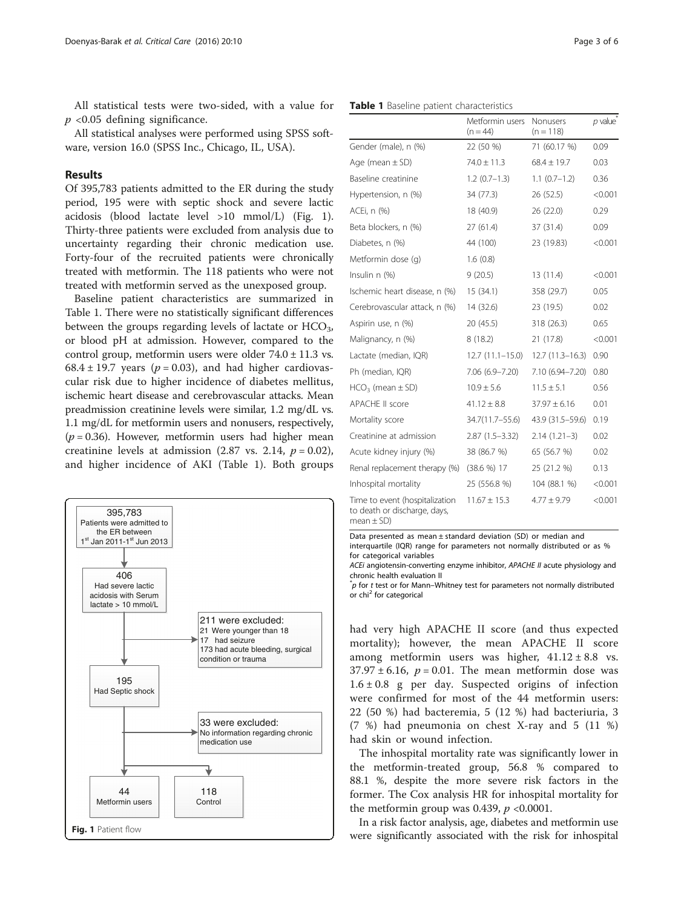All statistical tests were two-sided, with a value for $p$ <0.05 defining significance.

All statistical analyses were performed using SPSS software, version 16.0 (SPSS Inc., Chicago, IL, USA).

## Results

Of 395,783 patients admitted to the ER during the study period, 195 were with septic shock and severe lactic acidosis (blood lactate level >10 mmol/L) (Fig. 1). Thirty-three patients were excluded from analysis due to uncertainty regarding their chronic medication use. Forty-four of the recruited patients were chronically treated with metformin. The 118 patients who were not treated with metformin served as the unexposed group.

Baseline patient characteristics are summarized in Table 1. There were no statistically significant differences between the groups regarding levels of lactate or $HCO_3$, or blood pH at admission. However, compared to the control group, metformin users were older 74.0 ± 11.3 vs. 68.4 ± 19.7 years ($p$ = 0.03), and had higher cardiovascular risk due to higher incidence of diabetes mellitus, ischemic heart disease and cerebrovascular attacks. Mean preadmission creatinine levels were similar, 1.2 mg/dL vs. 1.1 mg/dL for metformin users and nonusers, respectively, ($p$ = 0.36). However, metformin users had higher mean creatinine levels at admission (2.87 vs. 2.14, $p$ = 0.02), and higher incidence of AKI (Table 1). Both groups had very high APACHE II score (and thus expected mortality); however, the mean APACHE II score among metformin users was higher, 41.12 ± 8.8 vs. 37.97 ± 6.16, $p$ = 0.01. The mean metformin dose was 1.6 ± 0.8 g per day. Suspected origins of infection were confirmed for most of the 44 metformin users: 22 (50 %) had bacteremia, 5 (12 %) had bacteriuria, 3 (7 %) had pneumonia on chest X-ray and 5 (11 %) had skin or wound infection.

The inhospital mortality rate was significantly lower in the metformin-treated group, 56.8 % compared to 88.1 %, despite the more severe risk factors in the former. The Cox analysis HR for inhospital mortality for the metformin group was 0.439, $p$ <0.0001.

In a risk factor analysis, age, diabetes and metformin use were significantly associated with the risk for inhospital

**Table 1** Baseline patient characteristics

| | Metformin users (n = 44) | Nonusers (n = 118) | $p$ value* |
|---|---|---|---|
| Gender (male), n (%) | 22 (50 %) | 71 (60.17 %) | 0.09 |
| Age (mean ± SD) | 74.0 ± 11.3 | 68.4 ± 19.7 | 0.03 |
| Baseline creatinine | 1.2 (0.7–1.3) | 1.1 (0.7–1.2) | 0.36 |
| Hypertension, n (%) | 34 (77.3) | 26 (52.5) | <0.001 |
| ACEi, n (%) | 18 (40.9) | 26 (22.0) | 0.29 |
| Beta blockers, n (%) | 27 (61.4) | 37 (31.4) | 0.09 |
| Diabetes, n (%) | 44 (100) | 23 (19.83) | <0.001 |
| Metformin dose (g) | 1.6 (0.8) | | |
| Insulin n (%) | 9 (20.5) | 13 (11.4) | <0.001 |
| Ischemic heart disease, n (%) | 15 (34.1) | 358 (29.7) | 0.05 |
| Cerebrovascular attack, n (%) | 14 (32.6) | 23 (19.5) | 0.02 |
| Aspirin use, n (%) | 20 (45.5) | 318 (26.3) | 0.65 |
| Malignancy, n (%) | 8 (18.2) | 21 (17.8) | <0.001 |
| Lactate (median, IQR) | 12.7 (11.1–15.0) | 12.7 (11.3–16.3) | 0.90 |
| Ph (median, IQR) | 7.06 (6.9–7.20) | 7.10 (6.94–7.20) | 0.80 |
| $HCO_3$ (mean ± SD) | 10.9 ± 5.6 | 11.5 ± 5.1 | 0.56 |
| APACHE II score | 41.12 ± 8.8 | 37.97 ± 6.16 | 0.01 |
| Mortality score | 34.7(11.7–55.6) | 43.9 (31.5–59.6) | 0.19 |
| Creatinine at admission | 2.87 (1.5–3.32) | 2.14 (1.21–3) | 0.02 |
| Acute kidney injury (%) | 38 (86.7 %) | 65 (56.7 %) | 0.02 |
| Renal replacement therapy (%) | (38.6 %) 17 | 25 (21.2 %) | 0.13 |
| Inhospital mortality | 25 (556.8 %) | 104 (88.1 %) | <0.001 |
| Time to event (hospitalization to death or discharge, days, mean ± SD) | 11.67 ± 15.3 | 4.77 ± 9.79 | <0.001 |

Data presented as mean ± standard deviation (SD) or median and interquartile (IQR) range for parameters not normally distributed or as % for categorical variables

*ACEi* angiotensin-converting enzyme inhibitor, *APACHE II* acute physiology and chronic health evaluation II

*$p$ for $t$ test or for Mann–Whitney test for parameters not normally distributed or chi$^2$ for categorical

395,783 Patients were admitted to the ER between 1st Jan 2011–1st Jun 2013 → 406 Had severe lactic acidosis with Serum lactate > 10 mmol/L → 211 were excluded: 21 Were younger than 18; 17 had seizure; 173 had acute bleeding, surgical condition or trauma → 195 Had Septic shock → 33 were excluded: No information regarding chronic medication use → 44 Metformin users; 118 Control

**Fig. 1** Patient flow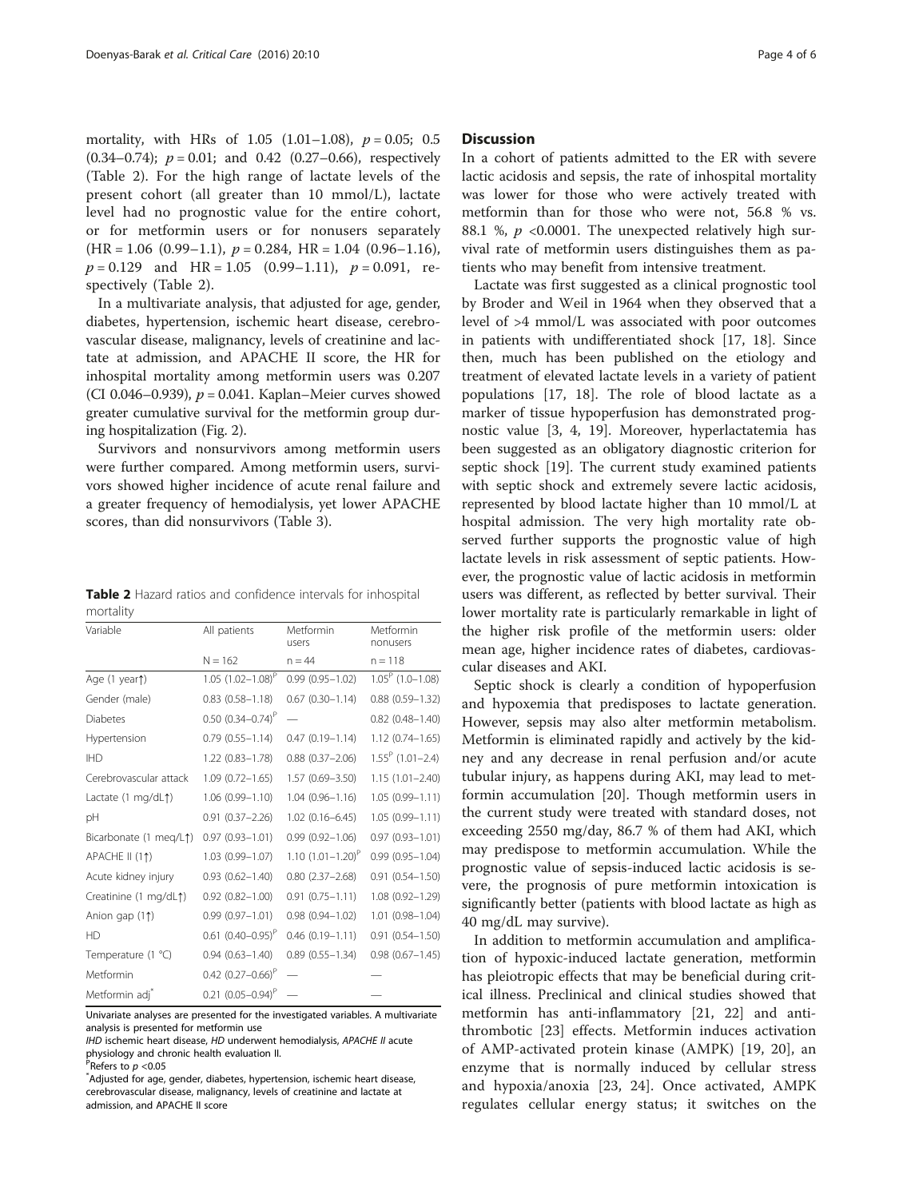mortality, with HRs of 1.05 (1.01–1.08), $p = 0.05$; 0.5 (0.34–0.74); $p = 0.01$; and 0.42 (0.27–0.66), respectively (Table 2). For the high range of lactate levels of the present cohort (all greater than 10 mmol/L), lactate level had no prognostic value for the entire cohort, or for metformin users or for nonusers separately (HR = 1.06 (0.99–1.1), $p = 0.284$, HR = 1.04 (0.96–1.16), $p = 0.129$ and HR = 1.05 (0.99–1.11), $p = 0.091$, respectively (Table 2).

In a multivariate analysis, that adjusted for age, gender, diabetes, hypertension, ischemic heart disease, cerebrovascular disease, malignancy, levels of creatinine and lactate at admission, and APACHE II score, the HR for inhospital mortality among metformin users was 0.207 (CI 0.046–0.939), $p = 0.041$. Kaplan–Meier curves showed greater cumulative survival for the metformin group during hospitalization (Fig. 2).

Survivors and nonsurvivors among metformin users were further compared. Among metformin users, survivors showed higher incidence of acute renal failure and a greater frequency of hemodialysis, yet lower APACHE scores, than did nonsurvivors (Table 3).

**Table 2** Hazard ratios and confidence intervals for inhospital mortality

| Variable | All patients | Metformin users | Metformin nonusers |
|---|---|---|---|
| | N = 162 | n = 44 | n = 118 |
| Age (1 year↑) | 1.05 (1.02–1.08)[P] | 0.99 (0.95–1.02) | 1.05[P] (1.0–1.08) |
| Gender (male) | 0.83 (0.58–1.18) | 0.67 (0.30–1.14) | 0.88 (0.59–1.32) |
| Diabetes | 0.50 (0.34–0.74)[P] | — | 0.82 (0.48–1.40) |
| Hypertension | 0.79 (0.55–1.14) | 0.47 (0.19–1.14) | 1.12 (0.74–1.65) |
| IHD | 1.22 (0.83–1.78) | 0.88 (0.37–2.06) | 1.55[P] (1.01–2.4) |
| Cerebrovascular attack | 1.09 (0.72–1.65) | 1.57 (0.69–3.50) | 1.15 (1.01–2.40) |
| Lactate (1 mg/dL↑) | 1.06 (0.99–1.10) | 1.04 (0.96–1.16) | 1.05 (0.99–1.11) |
| pH | 0.91 (0.37–2.26) | 1.02 (0.16–6.45) | 1.05 (0.99–1.11) |
| Bicarbonate (1 meq/L↑) | 0.97 (0.93–1.01) | 0.99 (0.92–1.06) | 0.97 (0.93–1.01) |
| APACHE II (1↑) | 1.03 (0.99–1.07) | 1.10 (1.01–1.20)[P] | 0.99 (0.95–1.04) |
| Acute kidney injury | 0.93 (0.62–1.40) | 0.80 (2.37–2.68) | 0.91 (0.54–1.50) |
| Creatinine (1 mg/dL↑) | 0.92 (0.82–1.00) | 0.91 (0.75–1.11) | 1.08 (0.92–1.29) |
| Anion gap (1↑) | 0.99 (0.97–1.01) | 0.98 (0.94–1.02) | 1.01 (0.98–1.04) |
| HD | 0.61 (0.40–0.95)[P] | 0.46 (0.19–1.11) | 0.91 (0.54–1.50) |
| Temperature (1 °C) | 0.94 (0.63–1.40) | 0.89 (0.55–1.34) | 0.98 (0.67–1.45) |
| Metformin | 0.42 (0.27–0.66)[P] | — | — |
| Metformin adj[*] | 0.21 (0.05–0.94)[P] | — | — |

Univariate analyses are presented for the investigated variables. A multivariate analysis is presented for metformin use

*IHD* ischemic heart disease, *HD* underwent hemodialysis, *APACHE II* acute physiology and chronic health evaluation II.

[P]Refers to $p < 0.05$

[*]Adjusted for age, gender, diabetes, hypertension, ischemic heart disease, cerebrovascular disease, malignancy, levels of creatinine and lactate at admission, and APACHE II score

## Discussion

In a cohort of patients admitted to the ER with severe lactic acidosis and sepsis, the rate of inhospital mortality was lower for those who were actively treated with metformin than for those who were not, 56.8 % vs. 88.1 %, $p < 0.0001$. The unexpected relatively high survival rate of metformin users distinguishes them as patients who may benefit from intensive treatment.

Lactate was first suggested as a clinical prognostic tool by Broder and Weil in 1964 when they observed that a level of >4 mmol/L was associated with poor outcomes in patients with undifferentiated shock [17, 18]. Since then, much has been published on the etiology and treatment of elevated lactate levels in a variety of patient populations [17, 18]. The role of blood lactate as a marker of tissue hypoperfusion has demonstrated prognostic value [3, 4, 19]. Moreover, hyperlactatemia has been suggested as an obligatory diagnostic criterion for septic shock [19]. The current study examined patients with septic shock and extremely severe lactic acidosis, represented by blood lactate higher than 10 mmol/L at hospital admission. The very high mortality rate observed further supports the prognostic value of high lactate levels in risk assessment of septic patients. However, the prognostic value of lactic acidosis in metformin users was different, as reflected by better survival. Their lower mortality rate is particularly remarkable in light of the higher risk profile of the metformin users: older mean age, higher incidence rates of diabetes, cardiovascular diseases and AKI.

Septic shock is clearly a condition of hypoperfusion and hypoxemia that predisposes to lactate generation. However, sepsis may also alter metformin metabolism. Metformin is eliminated rapidly and actively by the kidney and any decrease in renal perfusion and/or acute tubular injury, as happens during AKI, may lead to metformin accumulation [20]. Though metformin users in the current study were treated with standard doses, not exceeding 2550 mg/day, 86.7 % of them had AKI, which may predispose to metformin accumulation. While the prognostic value of sepsis-induced lactic acidosis is severe, the prognosis of pure metformin intoxication is significantly better (patients with blood lactate as high as 40 mg/dL may survive).

In addition to metformin accumulation and amplification of hypoxic-induced lactate generation, metformin has pleiotropic effects that may be beneficial during critical illness. Preclinical and clinical studies showed that metformin has anti-inflammatory [21, 22] and antithrombotic [23] effects. Metformin induces activation of AMP-activated protein kinase (AMPK) [19, 20], an enzyme that is normally induced by cellular stress and hypoxia/anoxia [23, 24]. Once activated, AMPK regulates cellular energy status; it switches on the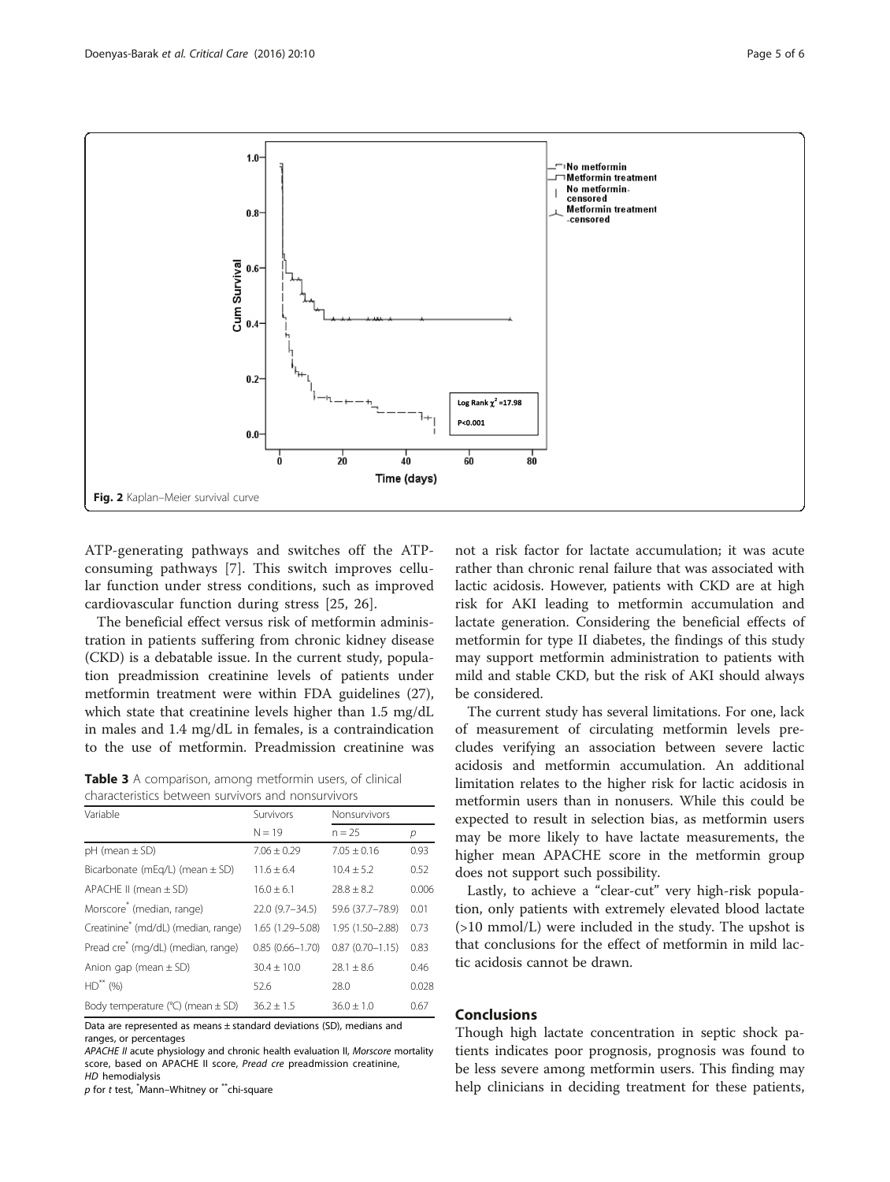Fig. 2 Kaplan–Meier survival curve

ATP-generating pathways and switches off the ATP-consuming pathways [7]. This switch improves cellular function under stress conditions, such as improved cardiovascular function during stress [25, 26].

The beneficial effect versus risk of metformin administration in patients suffering from chronic kidney disease (CKD) is a debatable issue. In the current study, population preadmission creatinine levels of patients under metformin treatment were within FDA guidelines (27), which state that creatinine levels higher than 1.5 mg/dL in males and 1.4 mg/dL in females, is a contraindication to the use of metformin. Preadmission creatinine was not a risk factor for lactate accumulation; it was acute rather than chronic renal failure that was associated with lactic acidosis. However, patients with CKD are at high risk for AKI leading to metformin accumulation and lactate generation. Considering the beneficial effects of metformin for type II diabetes, the findings of this study may support metformin administration to patients with mild and stable CKD, but the risk of AKI should always be considered.

**Table 3** A comparison, among metformin users, of clinical characteristics between survivors and nonsurvivors

| Variable | Survivors | Nonsurvivors | |
|---|---|---|---|
| | N = 19 | n = 25 | p |
| pH (mean ± SD) | 7.06 ± 0.29 | 7.05 ± 0.16 | 0.93 |
| Bicarbonate (mEq/L) (mean ± SD) | 11.6 ± 6.4 | 10.4 ± 5.2 | 0.52 |
| APACHE II (mean ± SD) | 16.0 ± 6.1 | 28.8 ± 8.2 | 0.006 |
| Morscore* (median, range) | 22.0 (9.7–34.5) | 59.6 (37.7–78.9) | 0.01 |
| Creatinine* (md/dL) (median, range) | 1.65 (1.29–5.08) | 1.95 (1.50–2.88) | 0.73 |
| Pread cre* (mg/dL) (median, range) | 0.85 (0.66–1.70) | 0.87 (0.70–1.15) | 0.83 |
| Anion gap (mean ± SD) | 30.4 ± 10.0 | 28.1 ± 8.6 | 0.46 |
| HD** (%) | 52.6 | 28.0 | 0.028 |
| Body temperature (°C) (mean ± SD) | 36.2 ± 1.5 | 36.0 ± 1.0 | 0.67 |

Data are represented as means ± standard deviations (SD), medians and ranges, or percentages

*APACHE II* acute physiology and chronic health evaluation II, *Morscore* mortality score, based on APACHE II score, *Pread cre* preadmission creatinine, *HD* hemodialysis

*p* for *t* test, *Mann–Whitney or **chi-square

The current study has several limitations. For one, lack of measurement of circulating metformin levels precludes verifying an association between severe lactic acidosis and metformin accumulation. An additional limitation relates to the higher risk for lactic acidosis in metformin users than in nonusers. While this could be expected to result in selection bias, as metformin users may be more likely to have lactate measurements, the higher mean APACHE score in the metformin group does not support such possibility.

Lastly, to achieve a "clear-cut" very high-risk population, only patients with extremely elevated blood lactate (>10 mmol/L) were included in the study. The upshot is that conclusions for the effect of metformin in mild lactic acidosis cannot be drawn.

## Conclusions

Though high lactate concentration in septic shock patients indicates poor prognosis, prognosis was found to be less severe among metformin users. This finding may help clinicians in deciding treatment for these patients,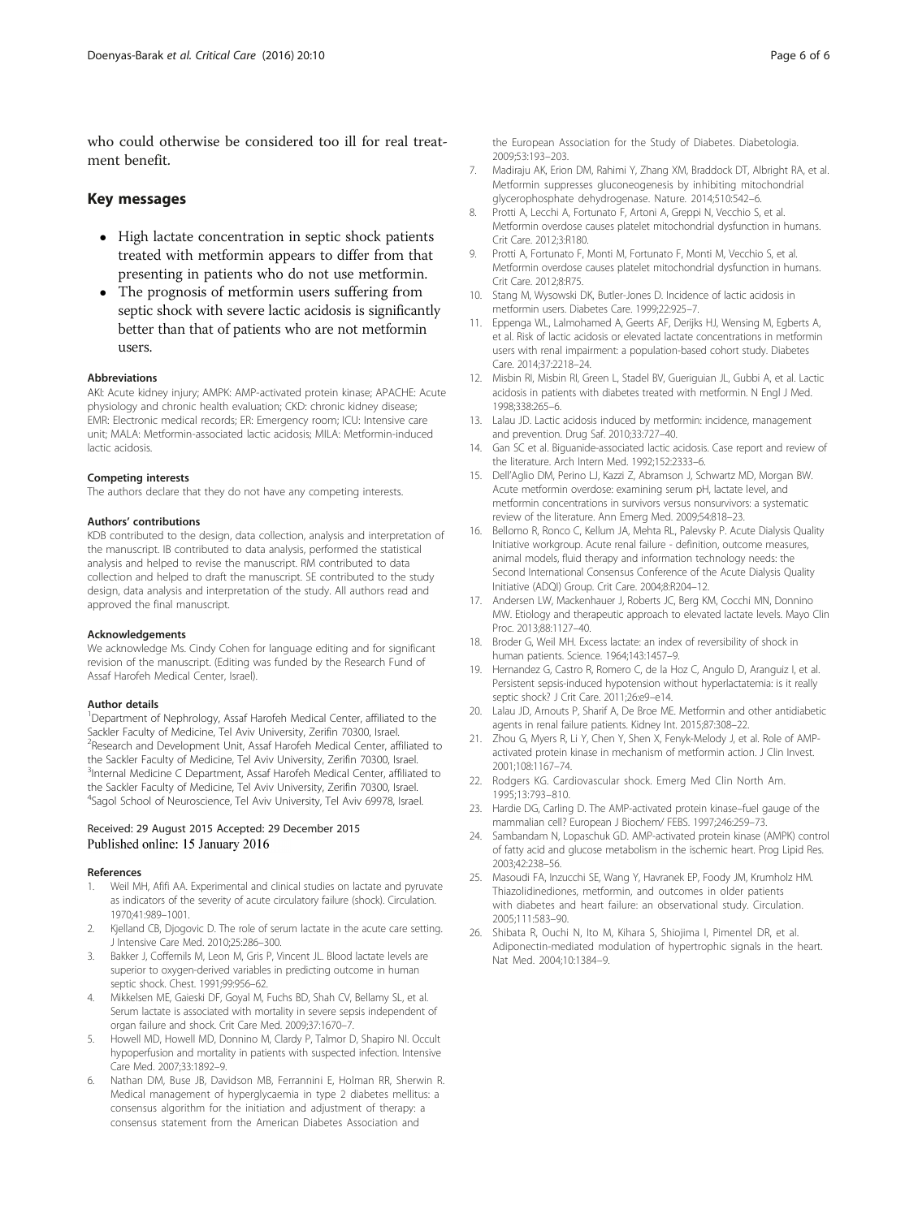who could otherwise be considered too ill for real treatment benefit.

## Key messages

- High lactate concentration in septic shock patients treated with metformin appears to differ from that presenting in patients who do not use metformin.
- The prognosis of metformin users suffering from septic shock with severe lactic acidosis is significantly better than that of patients who are not metformin users.

#### Abbreviations

AKI: Acute kidney injury; AMPK: AMP-activated protein kinase; APACHE: Acute physiology and chronic health evaluation; CKD: chronic kidney disease; EMR: Electronic medical records; ER: Emergency room; ICU: Intensive care unit; MALA: Metformin-associated lactic acidosis; MILA: Metformin-induced lactic acidosis.

#### Competing interests

The authors declare that they do not have any competing interests.

#### Authors' contributions

KDB contributed to the design, data collection, analysis and interpretation of the manuscript. IB contributed to data analysis, performed the statistical analysis and helped to revise the manuscript. RM contributed to data collection and helped to draft the manuscript. SE contributed to the study design, data analysis and interpretation of the study. All authors read and approved the final manuscript.

#### Acknowledgements

We acknowledge Ms. Cindy Cohen for language editing and for significant revision of the manuscript. (Editing was funded by the Research Fund of Assaf Harofeh Medical Center, Israel).

#### Author details

[1]Department of Nephrology, Assaf Harofeh Medical Center, affiliated to the Sackler Faculty of Medicine, Tel Aviv University, Zerifin 70300, Israel. [2]Research and Development Unit, Assaf Harofeh Medical Center, affiliated to the Sackler Faculty of Medicine, Tel Aviv University, Zerifin 70300, Israel. [3]Internal Medicine C Department, Assaf Harofeh Medical Center, affiliated to the Sackler Faculty of Medicine, Tel Aviv University, Zerifin 70300, Israel. [4]Sagol School of Neuroscience, Tel Aviv University, Tel Aviv 69978, Israel.

Received: 29 August 2015 Accepted: 29 December 2015
Published online: 15 January 2016

#### References

1. Weil MH, Afifi AA. Experimental and clinical studies on lactate and pyruvate as indicators of the severity of acute circulatory failure (shock). Circulation. 1970;41:989–1001.
2. Kjelland CB, Djogovic D. The role of serum lactate in the acute care setting. J Intensive Care Med. 2010;25:286–300.
3. Bakker J, Coffernils M, Leon M, Gris P, Vincent JL. Blood lactate levels are superior to oxygen-derived variables in predicting outcome in human septic shock. Chest. 1991;99:956–62.
4. Mikkelsen ME, Gaieski DF, Goyal M, Fuchs BD, Shah CV, Bellamy SL, et al. Serum lactate is associated with mortality in severe sepsis independent of organ failure and shock. Crit Care Med. 2009;37:1670–7.
5. Howell MD, Howell MD, Donnino M, Clardy P, Talmor D, Shapiro NI. Occult hypoperfusion and mortality in patients with suspected infection. Intensive Care Med. 2007;33:1892–9.
6. Nathan DM, Buse JB, Davidson MB, Ferrannini E, Holman RR, Sherwin R. Medical management of hyperglycaemia in type 2 diabetes mellitus: a consensus algorithm for the initiation and adjustment of therapy: a consensus statement from the American Diabetes Association and the European Association for the Study of Diabetes. Diabetologia. 2009;53:193–203.
7. Madiraju AK, Erion DM, Rahimi Y, Zhang XM, Braddock DT, Albright RA, et al. Metformin suppresses gluconeogenesis by inhibiting mitochondrial glycerophosphate dehydrogenase. Nature. 2014;510:542–6.
8. Protti A, Lecchi A, Fortunato F, Artoni A, Greppi N, Vecchio S, et al. Metformin overdose causes platelet mitochondrial dysfunction in humans. Crit Care. 2012;3:R180.
9. Protti A, Fortunato F, Monti M, Fortunato F, Monti M, Vecchio S, et al. Metformin overdose causes platelet mitochondrial dysfunction in humans. Crit Care. 2012;8:R75.
10. Stang M, Wysowski DK, Butler-Jones D. Incidence of lactic acidosis in metformin users. Diabetes Care. 1999;22:925–7.
11. Eppenga WL, Lalmohamed A, Geerts AF, Derijks HJ, Wensing M, Egberts A, et al. Risk of lactic acidosis or elevated lactate concentrations in metformin users with renal impairment: a population-based cohort study. Diabetes Care. 2014;37:2218–24.
12. Misbin RI, Misbin RI, Green L, Stadel BV, Gueriguian JL, Gubbi A, et al. Lactic acidosis in patients with diabetes treated with metformin. N Engl J Med. 1998;338:265–6.
13. Lalau JD. Lactic acidosis induced by metformin: incidence, management and prevention. Drug Saf. 2010;33:727–40.
14. Gan SC et al. Biguanide-associated lactic acidosis. Case report and review of the literature. Arch Intern Med. 1992;152:2333–6.
15. Dell'Aglio DM, Perino LJ, Kazzi Z, Abramson J, Schwartz MD, Morgan BW. Acute metformin overdose: examining serum pH, lactate level, and metformin concentrations in survivors versus nonsurvivors: a systematic review of the literature. Ann Emerg Med. 2009;54:818–23.
16. Bellomo R, Ronco C, Kellum JA, Mehta RL, Palevsky P. Acute Dialysis Quality Initiative workgroup. Acute renal failure - definition, outcome measures, animal models, fluid therapy and information technology needs: the Second International Consensus Conference of the Acute Dialysis Quality Initiative (ADQI) Group. Crit Care. 2004;8:R204–12.
17. Andersen LW, Mackenhauer J, Roberts JC, Berg KM, Cocchi MN, Donnino MW. Etiology and therapeutic approach to elevated lactate levels. Mayo Clin Proc. 2013;88:1127–40.
18. Broder G, Weil MH. Excess lactate: an index of reversibility of shock in human patients. Science. 1964;143:1457–9.
19. Hernandez G, Castro R, Romero C, de la Hoz C, Angulo D, Aranguiz I, et al. Persistent sepsis-induced hypotension without hyperlactatemia: is it really septic shock? J Crit Care. 2011;26:e9–e14.
20. Lalau JD, Arnouts P, Sharif A, De Broe ME. Metformin and other antidiabetic agents in renal failure patients. Kidney Int. 2015;87:308–22.
21. Zhou G, Myers R, Li Y, Chen Y, Shen X, Fenyk-Melody J, et al. Role of AMP-activated protein kinase in mechanism of metformin action. J Clin Invest. 2001;108:1167–74.
22. Rodgers KG. Cardiovascular shock. Emerg Med Clin North Am. 1995;13:793–810.
23. Hardie DG, Carling D. The AMP-activated protein kinase–fuel gauge of the mammalian cell? European J Biochem/ FEBS. 1997;246:259–73.
24. Sambandam N, Lopaschuk GD. AMP-activated protein kinase (AMPK) control of fatty acid and glucose metabolism in the ischemic heart. Prog Lipid Res. 2003;42:238–56.
25. Masoudi FA, Inzucchi SE, Wang Y, Havranek EP, Foody JM, Krumholz HM. Thiazolidinediones, metformin, and outcomes in older patients with diabetes and heart failure: an observational study. Circulation. 2005;111:583–90.
26. Shibata R, Ouchi N, Ito M, Kihara S, Shiojima I, Pimentel DR, et al. Adiponectin-mediated modulation of hypertrophic signals in the heart. Nat Med. 2004;10:1384–9.